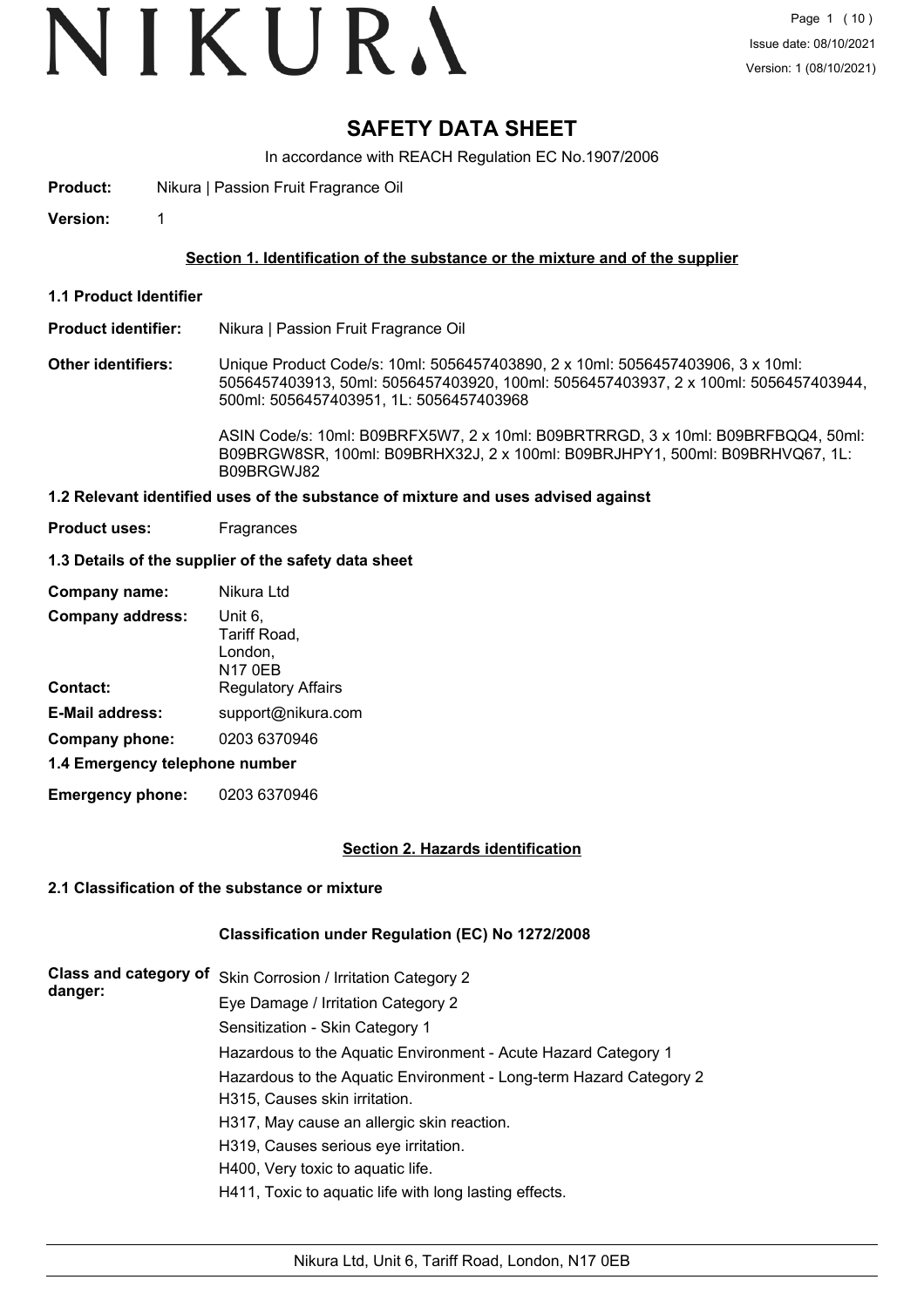# SAFETY DATA SHEET

In accordance with REACH Regulation EC No.1907/2006

**Product:** Nikura | Passion Fruit Fragrance Oil

**Version:** 1

## Section 1. Identification of the substance or the mixture and of the supplier

### 1.1 Product Identifier

**Product identifier:** Nikura | Passion Fruit Fragrance Oil

**Other identifiers:** Unique Product Code/s: 10ml: 5056457403890, 2 x 10ml: 5056457403906, 3 x 10ml: 5056457403913, 50ml: 5056457403920, 100ml: 5056457403937, 2 x 100ml: 5056457403944, 500ml: 5056457403951, 1L: 5056457403968

ASIN Code/s: 10ml: B09BRFX5W7, 2 x 10ml: B09BRTRRGD, 3 x 10ml: B09BRFBQQ4, 50ml: B09BRGW8SR, 100ml: B09BRHX32J, 2 x 100ml: B09BRJHPY1, 500ml: B09BRHVQ67, 1L: B09BRGWJ82

### 1.2 Relevant identified uses of the substance of mixture and uses advised against

**Product uses:** Fragrances

### 1.3 Details of the supplier of the safety data sheet

**Company name:** Nikura Ltd

**Company address:** Unit 6, Tariff Road, London, N17 0EB

**Contact:** Regulatory Affairs

**E-Mail address:** support@nikura.com

**Company phone:** 0203 6370946

### 1.4 Emergency telephone number

**Emergency phone:** 0203 6370946

## Section 2. Hazards identification

### 2.1 Classification of the substance or mixture

**Classification under Regulation (EC) No 1272/2008**

**Class and category of danger:**

Skin Corrosion / Irritation Category 2
Eye Damage / Irritation Category 2
Sensitization - Skin Category 1
Hazardous to the Aquatic Environment - Acute Hazard Category 1
Hazardous to the Aquatic Environment - Long-term Hazard Category 2

H315, Causes skin irritation.
H317, May cause an allergic skin reaction.
H319, Causes serious eye irritation.
H400, Very toxic to aquatic life.
H411, Toxic to aquatic life with long lasting effects.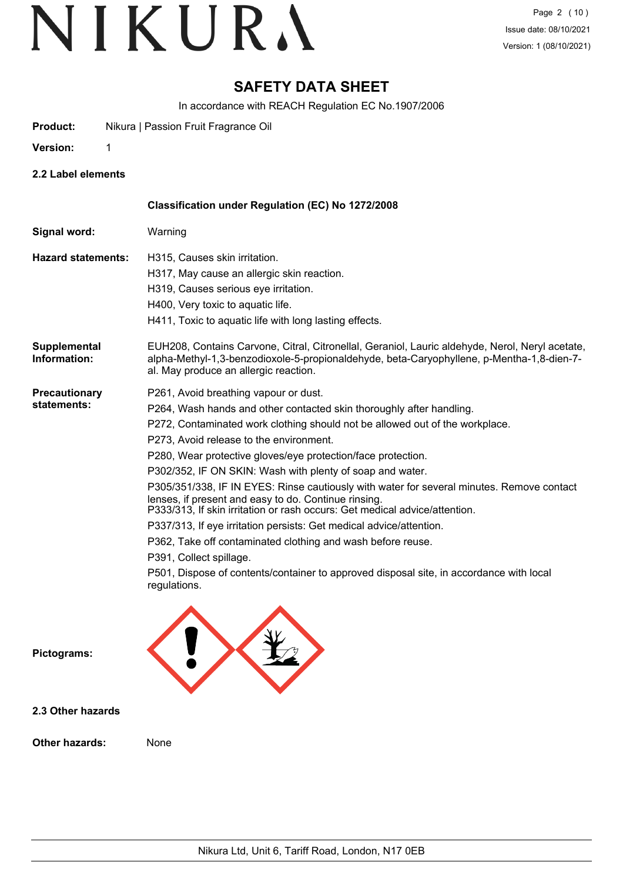# SAFETY DATA SHEET

In accordance with REACH Regulation EC No.1907/2006

**Product:** Nikura | Passion Fruit Fragrance Oil

**Version:** 1

## 2.2 Label elements

**Classification under Regulation (EC) No 1272/2008**

**Signal word:** Warning

**Hazard statements:**

H315, Causes skin irritation.
H317, May cause an allergic skin reaction.
H319, Causes serious eye irritation.
H400, Very toxic to aquatic life.
H411, Toxic to aquatic life with long lasting effects.

**Supplemental Information:** EUH208, Contains Carvone, Citral, Citronellal, Geraniol, Lauric aldehyde, Nerol, Neryl acetate, alpha-Methyl-1,3-benzodioxole-5-propionaldehyde, beta-Caryophyllene, p-Mentha-1,8-dien-7-al. May produce an allergic reaction.

**Precautionary statements:**

P261, Avoid breathing vapour or dust.
P264, Wash hands and other contacted skin thoroughly after handling.
P272, Contaminated work clothing should not be allowed out of the workplace.
P273, Avoid release to the environment.
P280, Wear protective gloves/eye protection/face protection.
P302/352, IF ON SKIN: Wash with plenty of soap and water.
P305/351/338, IF IN EYES: Rinse cautiously with water for several minutes. Remove contact lenses, if present and easy to do. Continue rinsing.
P333/313, If skin irritation or rash occurs: Get medical advice/attention.
P337/313, If eye irritation persists: Get medical advice/attention.
P362, Take off contaminated clothing and wash before reuse.
P391, Collect spillage.
P501, Dispose of contents/container to approved disposal site, in accordance with local regulations.

**Pictograms:**

## 2.3 Other hazards

**Other hazards:** None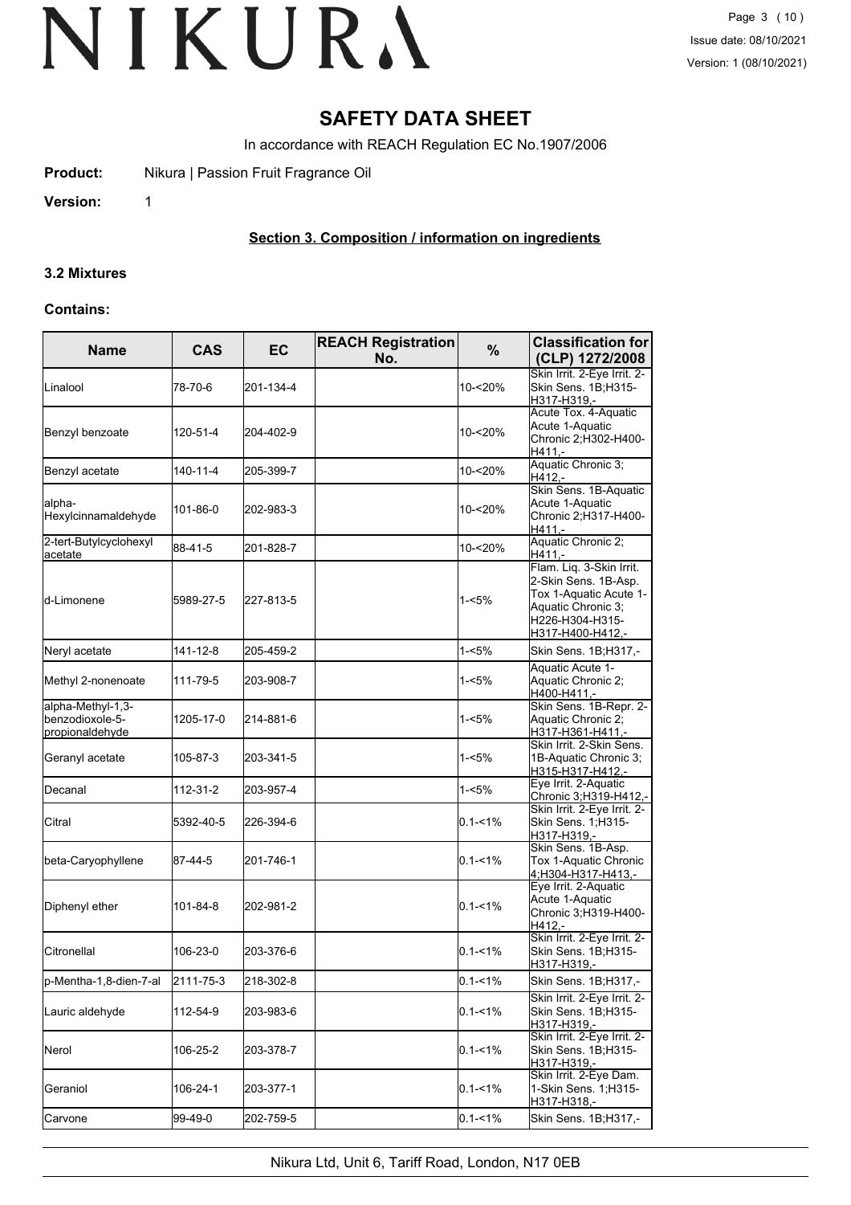# SAFETY DATA SHEET

In accordance with REACH Regulation EC No.1907/2006

**Product:** Nikura | Passion Fruit Fragrance Oil

**Version:** 1

## Section 3. Composition / information on ingredients

### 3.2 Mixtures

### Contains:

| Name | CAS | EC | REACH Registration No. | % | Classification for (CLP) 1272/2008 |
|---|---|---|---|---|---|
| Linalool | 78-70-6 | 201-134-4 | | 10-<20% | Skin Irrit. 2-Eye Irrit. 2-Skin Sens. 1B;H315-H317-H319,- |
| Benzyl benzoate | 120-51-4 | 204-402-9 | | 10-<20% | Acute Tox. 4-Aquatic Acute 1-Aquatic Chronic 2;H302-H400-H411,- |
| Benzyl acetate | 140-11-4 | 205-399-7 | | 10-<20% | Aquatic Chronic 3;H412,- |
| alpha-Hexylcinnamaldehyde | 101-86-0 | 202-983-3 | | 10-<20% | Skin Sens. 1B-Aquatic Acute 1-Aquatic Chronic 2;H317-H400-H411,- |
| 2-tert-Butylcyclohexyl acetate | 88-41-5 | 201-828-7 | | 10-<20% | Aquatic Chronic 2;H411,- |
| d-Limonene | 5989-27-5 | 227-813-5 | | 1-<5% | Flam. Liq. 3-Skin Irrit. 2-Skin Sens. 1B-Asp. Tox 1-Aquatic Acute 1-Aquatic Chronic 3;H226-H304-H315-H317-H400-H412,- |
| Neryl acetate | 141-12-8 | 205-459-2 | | 1-<5% | Skin Sens. 1B;H317,- |
| Methyl 2-nonenoate | 111-79-5 | 203-908-7 | | 1-<5% | Aquatic Acute 1-Aquatic Chronic 2;H400-H411,- |
| alpha-Methyl-1,3-benzodioxole-5-propionaldehyde | 1205-17-0 | 214-881-6 | | 1-<5% | Skin Sens. 1B-Repr. 2-Aquatic Chronic 2;H317-H361-H411,- |
| Geranyl acetate | 105-87-3 | 203-341-5 | | 1-<5% | Skin Irrit. 2-Skin Sens. 1B-Aquatic Chronic 3;H315-H317-H412,- |
| Decanal | 112-31-2 | 203-957-4 | | 1-<5% | Eye Irrit. 2-Aquatic Chronic 3;H319-H412,- |
| Citral | 5392-40-5 | 226-394-6 | | 0.1-<1% | Skin Irrit. 2-Eye Irrit. 2-Skin Sens. 1;H315-H317-H319,- |
| beta-Caryophyllene | 87-44-5 | 201-746-1 | | 0.1-<1% | Skin Sens. 1B-Asp. Tox 1-Aquatic Chronic 4;H304-H317-H413,- |
| Diphenyl ether | 101-84-8 | 202-981-2 | | 0.1-<1% | Eye Irrit. 2-Aquatic Acute 1-Aquatic Chronic 3;H319-H400-H412,- |
| Citronellal | 106-23-0 | 203-376-6 | | 0.1-<1% | Skin Irrit. 2-Eye Irrit. 2-Skin Sens. 1B;H315-H317-H319,- |
| p-Mentha-1,8-dien-7-al | 2111-75-3 | 218-302-8 | | 0.1-<1% | Skin Sens. 1B;H317,- |
| Lauric aldehyde | 112-54-9 | 203-983-6 | | 0.1-<1% | Skin Irrit. 2-Eye Irrit. 2-Skin Sens. 1B;H315-H317-H319,- |
| Nerol | 106-25-2 | 203-378-7 | | 0.1-<1% | Skin Irrit. 2-Eye Irrit. 2-Skin Sens. 1B;H315-H317-H319,- |
| Geraniol | 106-24-1 | 203-377-1 | | 0.1-<1% | Skin Irrit. 2-Eye Dam. 1-Skin Sens. 1;H315-H317-H318,- |
| Carvone | 99-49-0 | 202-759-5 | | 0.1-<1% | Skin Sens. 1B;H317,- |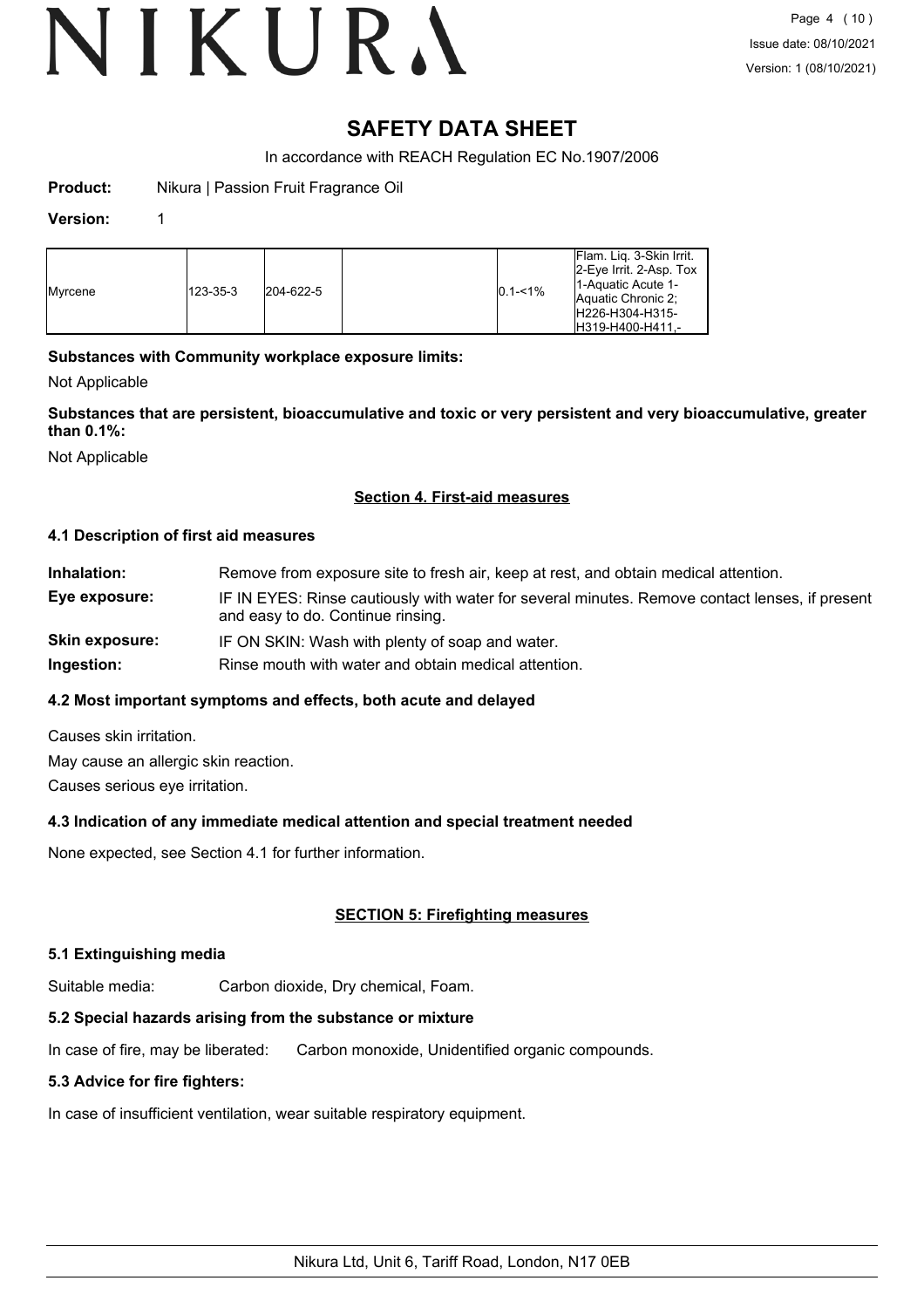# SAFETY DATA SHEET

In accordance with REACH Regulation EC No.1907/2006

**Product:** Nikura | Passion Fruit Fragrance Oil

**Version:** 1

| | | | | | |
|---|---|---|---|---|---|
| Myrcene | 123-35-3 | 204-622-5 | | 0.1-<1% | Flam. Liq. 3-Skin Irrit. 2-Eye Irrit. 2-Asp. Tox 1-Aquatic Acute 1-Aquatic Chronic 2; H226-H304-H315-H319-H400-H411,- |

**Substances with Community workplace exposure limits:**

Not Applicable

**Substances that are persistent, bioaccumulative and toxic or very persistent and very bioaccumulative, greater than 0.1%:**

Not Applicable

## Section 4. First-aid measures

### 4.1 Description of first aid measures

**Inhalation:** Remove from exposure site to fresh air, keep at rest, and obtain medical attention.

**Eye exposure:** IF IN EYES: Rinse cautiously with water for several minutes. Remove contact lenses, if present and easy to do. Continue rinsing.

**Skin exposure:** IF ON SKIN: Wash with plenty of soap and water.

**Ingestion:** Rinse mouth with water and obtain medical attention.

### 4.2 Most important symptoms and effects, both acute and delayed

Causes skin irritation.

May cause an allergic skin reaction.

Causes serious eye irritation.

### 4.3 Indication of any immediate medical attention and special treatment needed

None expected, see Section 4.1 for further information.

## SECTION 5: Firefighting measures

### 5.1 Extinguishing media

Suitable media: Carbon dioxide, Dry chemical, Foam.

### 5.2 Special hazards arising from the substance or mixture

In case of fire, may be liberated: Carbon monoxide, Unidentified organic compounds.

### 5.3 Advice for fire fighters:

In case of insufficient ventilation, wear suitable respiratory equipment.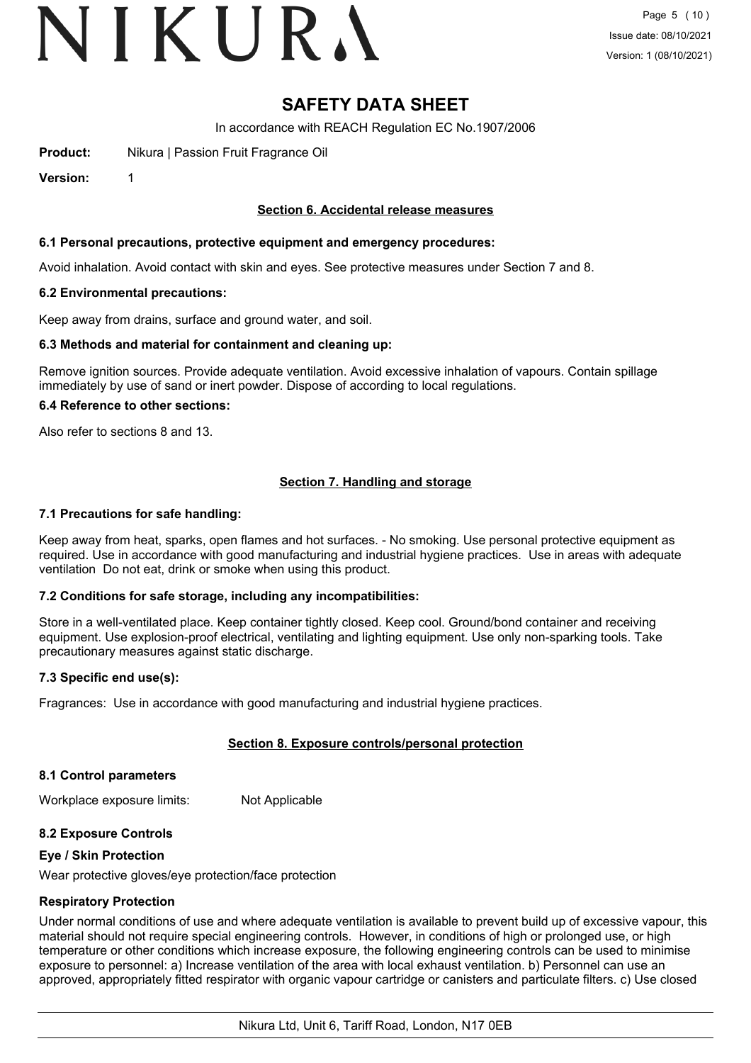# SAFETY DATA SHEET

In accordance with REACH Regulation EC No.1907/2006

**Product:** Nikura | Passion Fruit Fragrance Oil

**Version:** 1

## Section 6. Accidental release measures

### 6.1 Personal precautions, protective equipment and emergency procedures:

Avoid inhalation. Avoid contact with skin and eyes. See protective measures under Section 7 and 8.

### 6.2 Environmental precautions:

Keep away from drains, surface and ground water, and soil.

### 6.3 Methods and material for containment and cleaning up:

Remove ignition sources. Provide adequate ventilation. Avoid excessive inhalation of vapours. Contain spillage immediately by use of sand or inert powder. Dispose of according to local regulations.

### 6.4 Reference to other sections:

Also refer to sections 8 and 13.

## Section 7. Handling and storage

### 7.1 Precautions for safe handling:

Keep away from heat, sparks, open flames and hot surfaces. - No smoking. Use personal protective equipment as required. Use in accordance with good manufacturing and industrial hygiene practices. Use in areas with adequate ventilation Do not eat, drink or smoke when using this product.

### 7.2 Conditions for safe storage, including any incompatibilities:

Store in a well-ventilated place. Keep container tightly closed. Keep cool. Ground/bond container and receiving equipment. Use explosion-proof electrical, ventilating and lighting equipment. Use only non-sparking tools. Take precautionary measures against static discharge.

### 7.3 Specific end use(s):

Fragrances: Use in accordance with good manufacturing and industrial hygiene practices.

## Section 8. Exposure controls/personal protection

### 8.1 Control parameters

Workplace exposure limits: Not Applicable

### 8.2 Exposure Controls

#### Eye / Skin Protection

Wear protective gloves/eye protection/face protection

#### Respiratory Protection

Under normal conditions of use and where adequate ventilation is available to prevent build up of excessive vapour, this material should not require special engineering controls. However, in conditions of high or prolonged use, or high temperature or other conditions which increase exposure, the following engineering controls can be used to minimise exposure to personnel: a) Increase ventilation of the area with local exhaust ventilation. b) Personnel can use an approved, appropriately fitted respirator with organic vapour cartridge or canisters and particulate filters. c) Use closed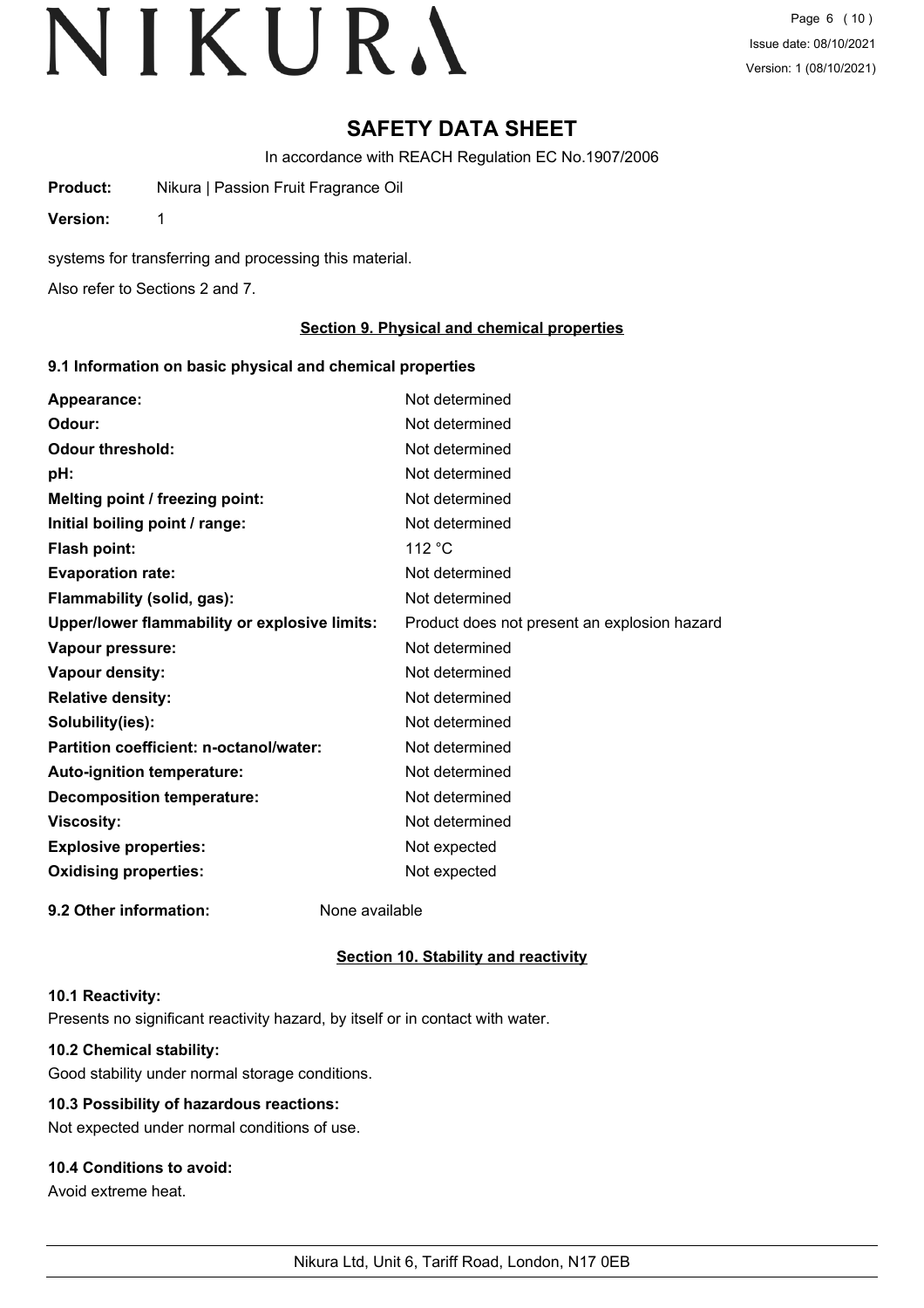# SAFETY DATA SHEET

In accordance with REACH Regulation EC No.1907/2006

**Product:** Nikura | Passion Fruit Fragrance Oil

**Version:** 1

systems for transferring and processing this material.

Also refer to Sections 2 and 7.

## Section 9. Physical and chemical properties

### 9.1 Information on basic physical and chemical properties

| | |
|---|---|
| **Appearance:** | Not determined |
| **Odour:** | Not determined |
| **Odour threshold:** | Not determined |
| **pH:** | Not determined |
| **Melting point / freezing point:** | Not determined |
| **Initial boiling point / range:** | Not determined |
| **Flash point:** | 112 °C |
| **Evaporation rate:** | Not determined |
| **Flammability (solid, gas):** | Not determined |
| **Upper/lower flammability or explosive limits:** | Product does not present an explosion hazard |
| **Vapour pressure:** | Not determined |
| **Vapour density:** | Not determined |
| **Relative density:** | Not determined |
| **Solubility(ies):** | Not determined |
| **Partition coefficient: n-octanol/water:** | Not determined |
| **Auto-ignition temperature:** | Not determined |
| **Decomposition temperature:** | Not determined |
| **Viscosity:** | Not determined |
| **Explosive properties:** | Not expected |
| **Oxidising properties:** | Not expected |

**9.2 Other information:** None available

## Section 10. Stability and reactivity

**10.1 Reactivity:**

Presents no significant reactivity hazard, by itself or in contact with water.

**10.2 Chemical stability:**

Good stability under normal storage conditions.

**10.3 Possibility of hazardous reactions:**

Not expected under normal conditions of use.

**10.4 Conditions to avoid:**

Avoid extreme heat.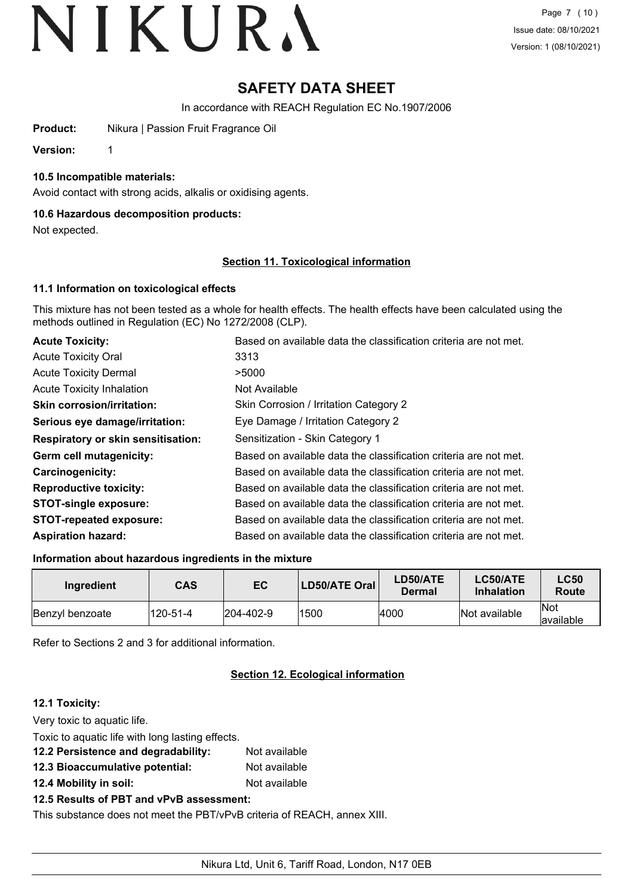# SAFETY DATA SHEET

In accordance with REACH Regulation EC No.1907/2006

**Product:** Nikura | Passion Fruit Fragrance Oil

**Version:** 1

### 10.5 Incompatible materials:

Avoid contact with strong acids, alkalis or oxidising agents.

### 10.6 Hazardous decomposition products:

Not expected.

## Section 11. Toxicological information

### 11.1 Information on toxicological effects

This mixture has not been tested as a whole for health effects. The health effects have been calculated using the methods outlined in Regulation (EC) No 1272/2008 (CLP).

| | |
|---|---|
| **Acute Toxicity:** | Based on available data the classification criteria are not met. |
| Acute Toxicity Oral | 3313 |
| Acute Toxicity Dermal | >5000 |
| Acute Toxicity Inhalation | Not Available |
| **Skin corrosion/irritation:** | Skin Corrosion / Irritation Category 2 |
| **Serious eye damage/irritation:** | Eye Damage / Irritation Category 2 |
| **Respiratory or skin sensitisation:** | Sensitization - Skin Category 1 |
| **Germ cell mutagenicity:** | Based on available data the classification criteria are not met. |
| **Carcinogenicity:** | Based on available data the classification criteria are not met. |
| **Reproductive toxicity:** | Based on available data the classification criteria are not met. |
| **STOT-single exposure:** | Based on available data the classification criteria are not met. |
| **STOT-repeated exposure:** | Based on available data the classification criteria are not met. |
| **Aspiration hazard:** | Based on available data the classification criteria are not met. |

### Information about hazardous ingredients in the mixture

| Ingredient | CAS | EC | LD50/ATE Oral | LD50/ATE Dermal | LC50/ATE Inhalation | LC50 Route |
|---|---|---|---|---|---|---|
| Benzyl benzoate | 120-51-4 | 204-402-9 | 1500 | 4000 | Not available | Not available |

Refer to Sections 2 and 3 for additional information.

## Section 12. Ecological information

### 12.1 Toxicity:

Very toxic to aquatic life.

Toxic to aquatic life with long lasting effects.

**12.2 Persistence and degradability:** Not available

**12.3 Bioaccumulative potential:** Not available

**12.4 Mobility in soil:** Not available

### 12.5 Results of PBT and vPvB assessment:

This substance does not meet the PBT/vPvB criteria of REACH, annex XIII.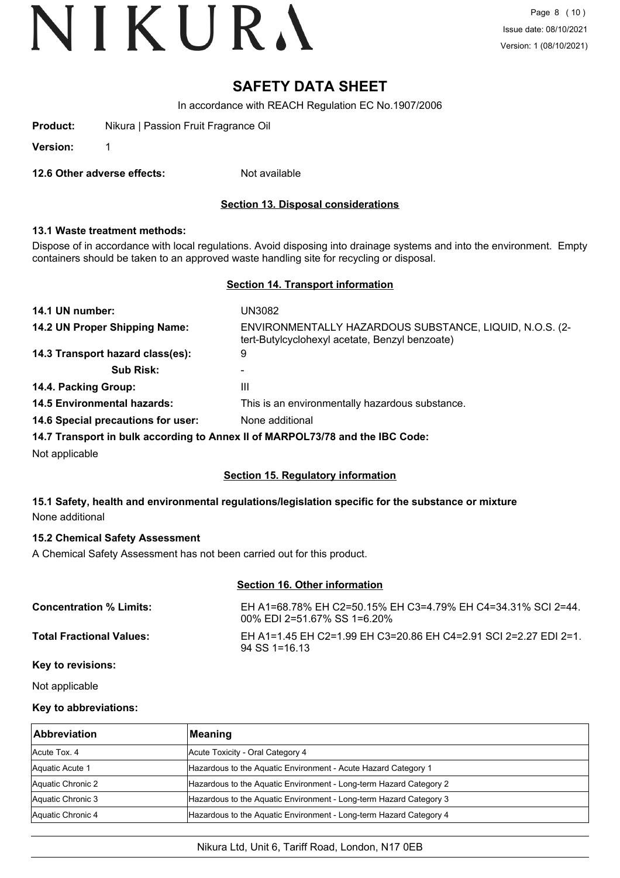# SAFETY DATA SHEET

In accordance with REACH Regulation EC No.1907/2006

**Product:** Nikura | Passion Fruit Fragrance Oil

**Version:** 1

**12.6 Other adverse effects:** Not available

## Section 13. Disposal considerations

### 13.1 Waste treatment methods:

Dispose of in accordance with local regulations. Avoid disposing into drainage systems and into the environment. Empty containers should be taken to an approved waste handling site for recycling or disposal.

## Section 14. Transport information

**14.1 UN number:** UN3082

**14.2 UN Proper Shipping Name:** ENVIRONMENTALLY HAZARDOUS SUBSTANCE, LIQUID, N.O.S. (2-tert-Butylcyclohexyl acetate, Benzyl benzoate)

**14.3 Transport hazard class(es):** 9

**Sub Risk:** -

**14.4. Packing Group:** III

**14.5 Environmental hazards:** This is an environmentally hazardous substance.

**14.6 Special precautions for user:** None additional

**14.7 Transport in bulk according to Annex II of MARPOL73/78 and the IBC Code:**

Not applicable

## Section 15. Regulatory information

**15.1 Safety, health and environmental regulations/legislation specific for the substance or mixture**

None additional

**15.2 Chemical Safety Assessment**

A Chemical Safety Assessment has not been carried out for this product.

## Section 16. Other information

**Concentration % Limits:** EH A1=68.78% EH C2=50.15% EH C3=4.79% EH C4=34.31% SCI 2=44.00% EDI 2=51.67% SS 1=6.20%

**Total Fractional Values:** EH A1=1.45 EH C2=1.99 EH C3=20.86 EH C4=2.91 SCI 2=2.27 EDI 2=1.94 SS 1=16.13

**Key to revisions:**

Not applicable

**Key to abbreviations:**

| Abbreviation | Meaning |
|---|---|
| Acute Tox. 4 | Acute Toxicity - Oral Category 4 |
| Aquatic Acute 1 | Hazardous to the Aquatic Environment - Acute Hazard Category 1 |
| Aquatic Chronic 2 | Hazardous to the Aquatic Environment - Long-term Hazard Category 2 |
| Aquatic Chronic 3 | Hazardous to the Aquatic Environment - Long-term Hazard Category 3 |
| Aquatic Chronic 4 | Hazardous to the Aquatic Environment - Long-term Hazard Category 4 |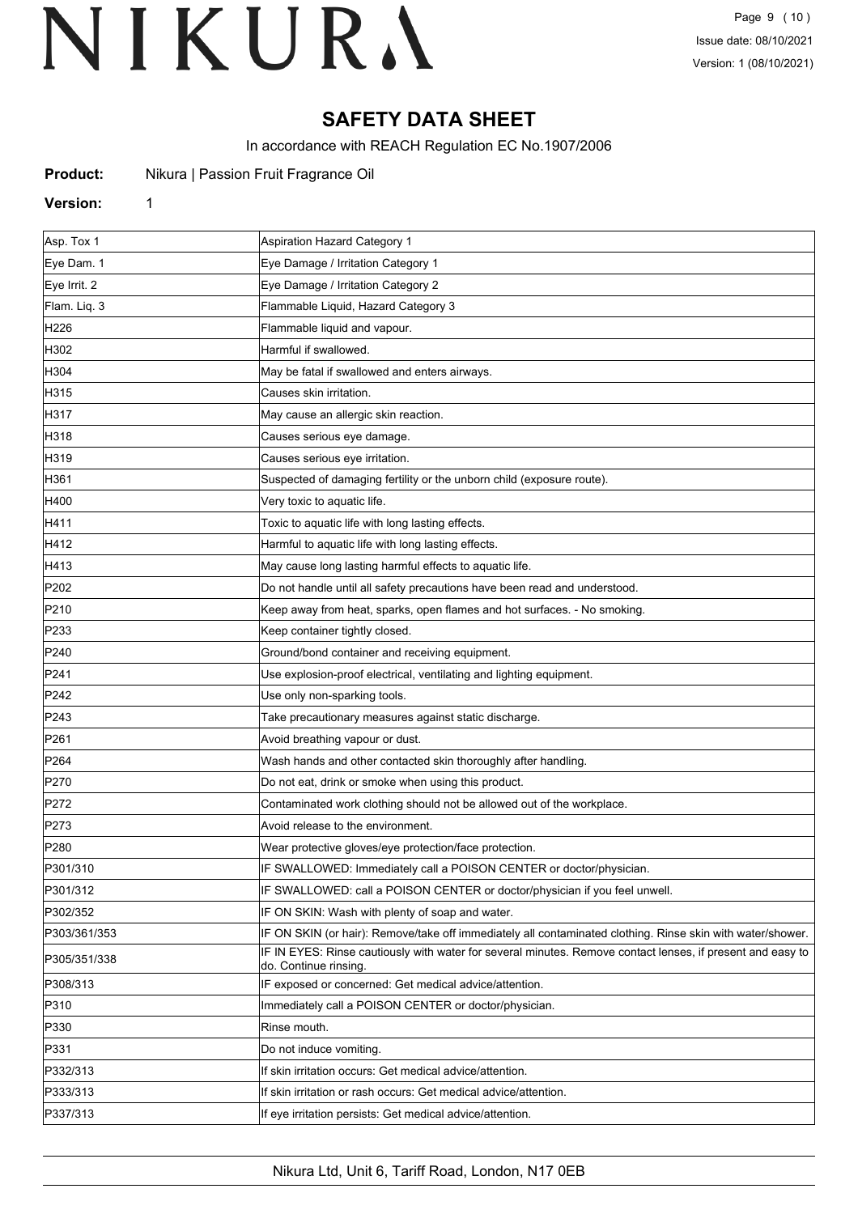# SAFETY DATA SHEET

In accordance with REACH Regulation EC No.1907/2006

**Product:** Nikura | Passion Fruit Fragrance Oil

**Version:** 1

| | |
|---|---|
| Asp. Tox 1 | Aspiration Hazard Category 1 |
| Eye Dam. 1 | Eye Damage / Irritation Category 1 |
| Eye Irrit. 2 | Eye Damage / Irritation Category 2 |
| Flam. Liq. 3 | Flammable Liquid, Hazard Category 3 |
| H226 | Flammable liquid and vapour. |
| H302 | Harmful if swallowed. |
| H304 | May be fatal if swallowed and enters airways. |
| H315 | Causes skin irritation. |
| H317 | May cause an allergic skin reaction. |
| H318 | Causes serious eye damage. |
| H319 | Causes serious eye irritation. |
| H361 | Suspected of damaging fertility or the unborn child (exposure route). |
| H400 | Very toxic to aquatic life. |
| H411 | Toxic to aquatic life with long lasting effects. |
| H412 | Harmful to aquatic life with long lasting effects. |
| H413 | May cause long lasting harmful effects to aquatic life. |
| P202 | Do not handle until all safety precautions have been read and understood. |
| P210 | Keep away from heat, sparks, open flames and hot surfaces. - No smoking. |
| P233 | Keep container tightly closed. |
| P240 | Ground/bond container and receiving equipment. |
| P241 | Use explosion-proof electrical, ventilating and lighting equipment. |
| P242 | Use only non-sparking tools. |
| P243 | Take precautionary measures against static discharge. |
| P261 | Avoid breathing vapour or dust. |
| P264 | Wash hands and other contacted skin thoroughly after handling. |
| P270 | Do not eat, drink or smoke when using this product. |
| P272 | Contaminated work clothing should not be allowed out of the workplace. |
| P273 | Avoid release to the environment. |
| P280 | Wear protective gloves/eye protection/face protection. |
| P301/310 | IF SWALLOWED: Immediately call a POISON CENTER or doctor/physician. |
| P301/312 | IF SWALLOWED: call a POISON CENTER or doctor/physician if you feel unwell. |
| P302/352 | IF ON SKIN: Wash with plenty of soap and water. |
| P303/361/353 | IF ON SKIN (or hair): Remove/take off immediately all contaminated clothing. Rinse skin with water/shower. |
| P305/351/338 | IF IN EYES: Rinse cautiously with water for several minutes. Remove contact lenses, if present and easy to do. Continue rinsing. |
| P308/313 | IF exposed or concerned: Get medical advice/attention. |
| P310 | Immediately call a POISON CENTER or doctor/physician. |
| P330 | Rinse mouth. |
| P331 | Do not induce vomiting. |
| P332/313 | If skin irritation occurs: Get medical advice/attention. |
| P333/313 | If skin irritation or rash occurs: Get medical advice/attention. |
| P337/313 | If eye irritation persists: Get medical advice/attention. |

Nikura Ltd, Unit 6, Tariff Road, London, N17 0EB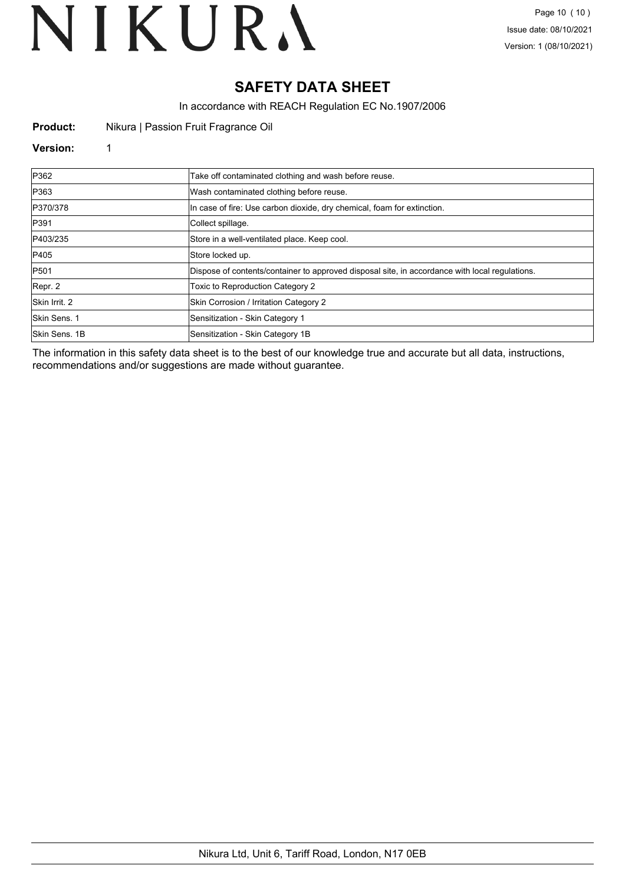# SAFETY DATA SHEET

In accordance with REACH Regulation EC No.1907/2006

**Product:** Nikura | Passion Fruit Fragrance Oil

**Version:** 1

| | |
|---|---|
| P362 | Take off contaminated clothing and wash before reuse. |
| P363 | Wash contaminated clothing before reuse. |
| P370/378 | In case of fire: Use carbon dioxide, dry chemical, foam for extinction. |
| P391 | Collect spillage. |
| P403/235 | Store in a well-ventilated place. Keep cool. |
| P405 | Store locked up. |
| P501 | Dispose of contents/container to approved disposal site, in accordance with local regulations. |
| Repr. 2 | Toxic to Reproduction Category 2 |
| Skin Irrit. 2 | Skin Corrosion / Irritation Category 2 |
| Skin Sens. 1 | Sensitization - Skin Category 1 |
| Skin Sens. 1B | Sensitization - Skin Category 1B |

The information in this safety data sheet is to the best of our knowledge true and accurate but all data, instructions, recommendations and/or suggestions are made without guarantee.

Nikura Ltd, Unit 6, Tariff Road, London, N17 0EB